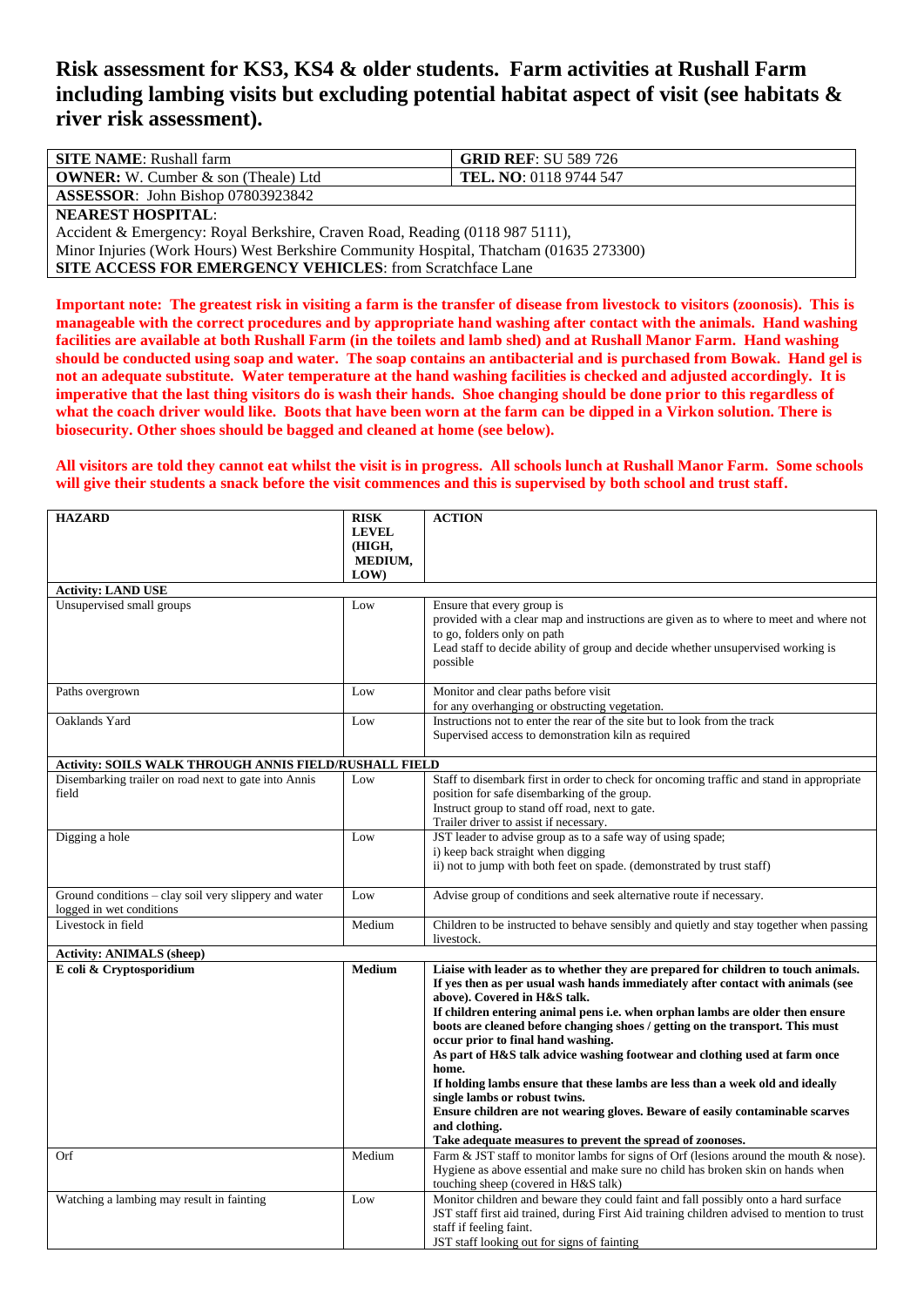# Risk assessment for KS3, KS4 & older students. Farm activities at Rushall Farm including lambing visits but excluding potential habitat aspect of visit (see habitats & river risk assessment).

| **SITE NAME**: Rushall farm | **GRID REF**: SU 589 726 |
|---|---|
| **OWNER:** W. Cumber & son (Theale) Ltd | **TEL. NO**: 0118 9744 547 |
| **ASSESSOR**: John Bishop 07803923842 | |
| **NEAREST HOSPITAL**:<br>Accident & Emergency: Royal Berkshire, Craven Road, Reading (0118 987 5111),<br>Minor Injuries (Work Hours) West Berkshire Community Hospital, Thatcham (01635 273300)<br>**SITE ACCESS FOR EMERGENCY VEHICLES**: from Scratchface Lane | |

**Important note: The greatest risk in visiting a farm is the transfer of disease from livestock to visitors (zoonosis). This is manageable with the correct procedures and by appropriate hand washing after contact with the animals. Hand washing facilities are available at both Rushall Farm (in the toilets and lamb shed) and at Rushall Manor Farm. Hand washing should be conducted using soap and water. The soap contains an antibacterial and is purchased from Bowak. Hand gel is not an adequate substitute. Water temperature at the hand washing facilities is checked and adjusted accordingly. It is imperative that the last thing visitors do is wash their hands. Shoe changing should be done prior to this regardless of what the coach driver would like. Boots that have been worn at the farm can be dipped in a Virkon solution. There is biosecurity. Other shoes should be bagged and cleaned at home (see below).**

**All visitors are told they cannot eat whilst the visit is in progress. All schools lunch at Rushall Manor Farm. Some schools will give their students a snack before the visit commences and this is supervised by both school and trust staff.**

| **HAZARD** | **RISK LEVEL (HIGH, MEDIUM, LOW)** | **ACTION** |
|---|---|---|
| **Activity: LAND USE** | | |
| Unsupervised small groups | Low | Ensure that every group is provided with a clear map and instructions are given as to where to meet and where not to go, folders only on path<br>Lead staff to decide ability of group and decide whether unsupervised working is possible |
| Paths overgrown | Low | Monitor and clear paths before visit for any overhanging or obstructing vegetation. |
| Oaklands Yard | Low | Instructions not to enter the rear of the site but to look from the track<br>Supervised access to demonstration kiln as required |
| **Activity: SOILS WALK THROUGH ANNIS FIELD/RUSHALL FIELD** | | |
| Disembarking trailer on road next to gate into Annis field | Low | Staff to disembark first in order to check for oncoming traffic and stand in appropriate position for safe disembarking of the group.<br>Instruct group to stand off road, next to gate.<br>Trailer driver to assist if necessary. |
| Digging a hole | Low | JST leader to advise group as to a safe way of using spade;<br>i) keep back straight when digging<br>ii) not to jump with both feet on spade. (demonstrated by trust staff) |
| Ground conditions – clay soil very slippery and water logged in wet conditions | Low | Advise group of conditions and seek alternative route if necessary. |
| Livestock in field | Medium | Children to be instructed to behave sensibly and quietly and stay together when passing livestock. |
| **Activity: ANIMALS (sheep)** | | |
| **E coli & Cryptosporidium** | **Medium** | **Liaise with leader as to whether they are prepared for children to touch animals. If yes then as per usual wash hands immediately after contact with animals (see above). Covered in H&S talk.**<br>**If children entering animal pens i.e. when orphan lambs are older then ensure boots are cleaned before changing shoes / getting on the transport. This must occur prior to final hand washing.**<br>**As part of H&S talk advice washing footwear and clothing used at farm once home.**<br>**If holding lambs ensure that these lambs are less than a week old and ideally single lambs or robust twins.**<br>**Ensure children are not wearing gloves. Beware of easily contaminable scarves and clothing.**<br>**Take adequate measures to prevent the spread of zoonoses.** |
| Orf | Medium | Farm & JST staff to monitor lambs for signs of Orf (lesions around the mouth & nose). Hygiene as above essential and make sure no child has broken skin on hands when touching sheep (covered in H&S talk) |
| Watching a lambing may result in fainting | Low | Monitor children and beware they could faint and fall possibly onto a hard surface<br>JST staff first aid trained, during First Aid training children advised to mention to trust staff if feeling faint.<br>JST staff looking out for signs of fainting |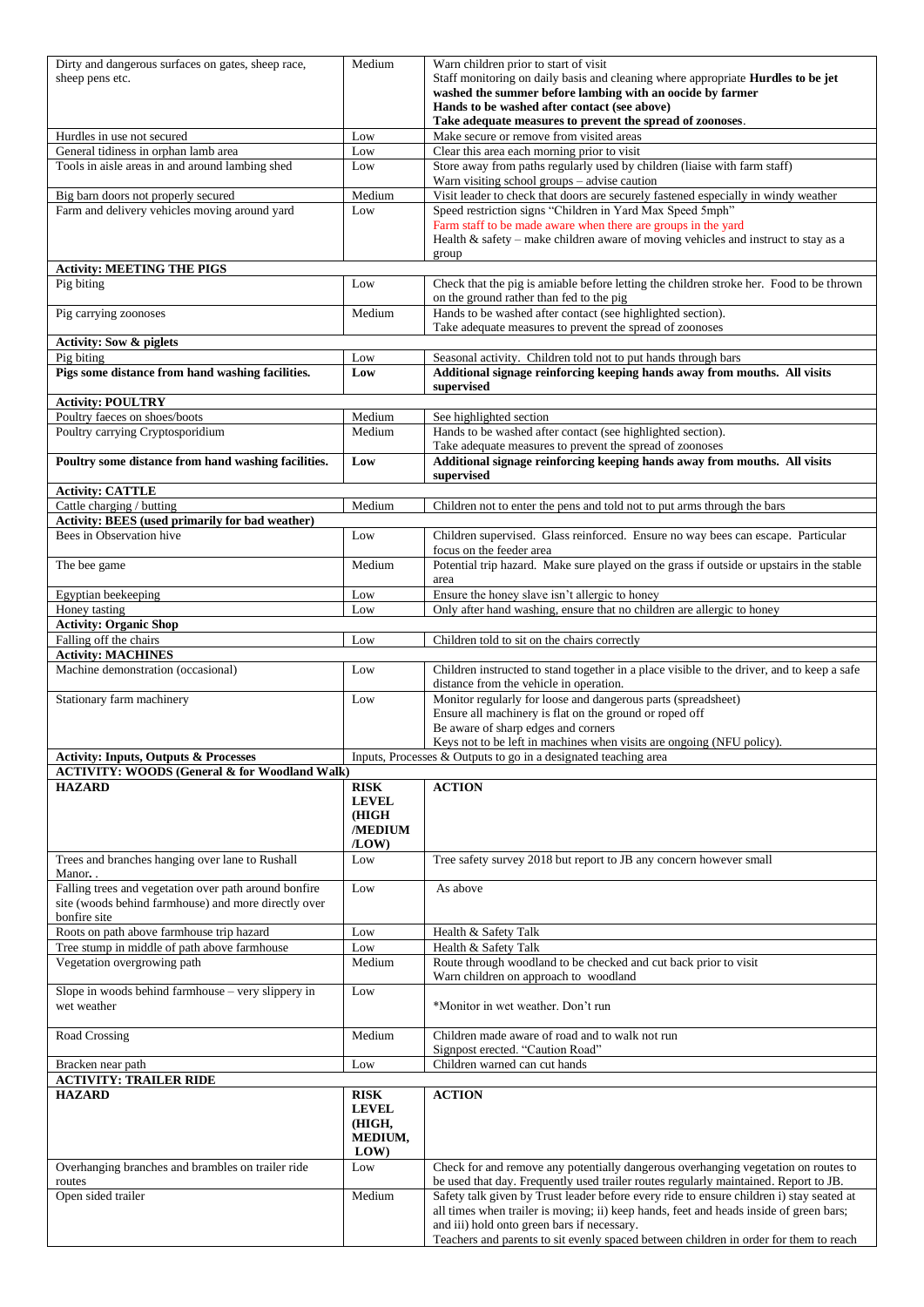| | | |
|---|---|---|
| Dirty and dangerous surfaces on gates, sheep race, sheep pens etc. | Medium | Warn children prior to start of visit<br>Staff monitoring on daily basis and cleaning where appropriate **Hurdles to be jet washed the summer before lambing with an oocide by farmer**<br>**Hands to be washed after contact (see above)**<br>**Take adequate measures to prevent the spread of zoonoses**. |
| Hurdles in use not secured | Low | Make secure or remove from visited areas |
| General tidiness in orphan lamb area | Low | Clear this area each morning prior to visit |
| Tools in aisle areas in and around lambing shed | Low | Store away from paths regularly used by children (liaise with farm staff)<br>Warn visiting school groups – advise caution |
| Big barn doors not properly secured | Medium | Visit leader to check that doors are securely fastened especially in windy weather |
| Farm and delivery vehicles moving around yard | Low | Speed restriction signs "Children in Yard Max Speed 5mph"<br>Farm staff to be made aware when there are groups in the yard<br>Health & safety – make children aware of moving vehicles and instruct to stay as a group |
| **Activity: MEETING THE PIGS** | | |
| Pig biting | Low | Check that the pig is amiable before letting the children stroke her. Food to be thrown on the ground rather than fed to the pig |
| Pig carrying zoonoses | Medium | Hands to be washed after contact (see highlighted section).<br>Take adequate measures to prevent the spread of zoonoses |
| **Activity: Sow & piglets** | | |
| Pig biting | Low | Seasonal activity. Children told not to put hands through bars |
| **Pigs some distance from hand washing facilities.** | **Low** | **Additional signage reinforcing keeping hands away from mouths. All visits supervised** |
| **Activity: POULTRY** | | |
| Poultry faeces on shoes/boots | Medium | See highlighted section |
| Poultry carrying Cryptosporidium | Medium | Hands to be washed after contact (see highlighted section).<br>Take adequate measures to prevent the spread of zoonoses |
| **Poultry some distance from hand washing facilities.** | **Low** | **Additional signage reinforcing keeping hands away from mouths. All visits supervised** |
| **Activity: CATTLE** | | |
| Cattle charging / butting | Medium | Children not to enter the pens and told not to put arms through the bars |
| **Activity: BEES (used primarily for bad weather)** | | |
| Bees in Observation hive | Low | Children supervised. Glass reinforced. Ensure no way bees can escape. Particular focus on the feeder area |
| The bee game | Medium | Potential trip hazard. Make sure played on the grass if outside or upstairs in the stable area |
| Egyptian beekeeping | Low | Ensure the honey slave isn't allergic to honey |
| Honey tasting | Low | Only after hand washing, ensure that no children are allergic to honey |
| **Activity: Organic Shop** | | |
| Falling off the chairs | Low | Children told to sit on the chairs correctly |
| **Activity: MACHINES** | | |
| Machine demonstration (occasional) | Low | Children instructed to stand together in a place visible to the driver, and to keep a safe distance from the vehicle in operation. |
| Stationary farm machinery | Low | Monitor regularly for loose and dangerous parts (spreadsheet)<br>Ensure all machinery is flat on the ground or roped off<br>Be aware of sharp edges and corners<br>Keys not to be left in machines when visits are ongoing (NFU policy). |
| **Activity: Inputs, Outputs & Processes** | Inputs, Processes & Outputs to go in a designated teaching area | |
| **ACTIVITY: WOODS (General & for Woodland Walk)** | | |
| **HAZARD** | **RISK LEVEL (HIGH /MEDIUM /LOW)** | **ACTION** |
| Trees and branches hanging over lane to Rushall Manor. . | Low | Tree safety survey 2018 but report to JB any concern however small |
| Falling trees and vegetation over path around bonfire site (woods behind farmhouse) and more directly over bonfire site | Low | As above |
| Roots on path above farmhouse trip hazard | Low | Health & Safety Talk |
| Tree stump in middle of path above farmhouse | Low | Health & Safety Talk |
| Vegetation overgrowing path | Medium | Route through woodland to be checked and cut back prior to visit<br>Warn children on approach to woodland |
| Slope in woods behind farmhouse – very slippery in wet weather | Low | *Monitor in wet weather. Don't run |
| Road Crossing | Medium | Children made aware of road and to walk not run<br>Signpost erected. "Caution Road" |
| Bracken near path | Low | Children warned can cut hands |
| **ACTIVITY: TRAILER RIDE** | | |
| **HAZARD** | **RISK LEVEL (HIGH, MEDIUM, LOW)** | **ACTION** |
| Overhanging branches and brambles on trailer ride routes | Low | Check for and remove any potentially dangerous overhanging vegetation on routes to be used that day. Frequently used trailer routes regularly maintained. Report to JB. |
| Open sided trailer | Medium | Safety talk given by Trust leader before every ride to ensure children i) stay seated at all times when trailer is moving; ii) keep hands, feet and heads inside of green bars; and iii) hold onto green bars if necessary.<br>Teachers and parents to sit evenly spaced between children in order for them to reach |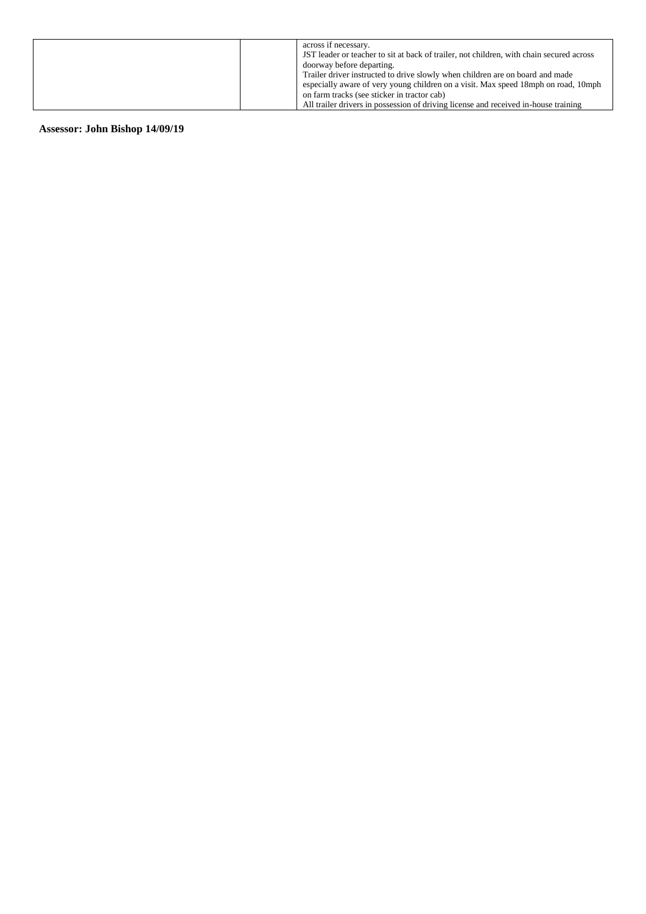| | | |
|---|---|---|
| | | across if necessary.<br>JST leader or teacher to sit at back of trailer, not children, with chain secured across doorway before departing.<br>Trailer driver instructed to drive slowly when children are on board and made especially aware of very young children on a visit. Max speed 18mph on road, 10mph on farm tracks (see sticker in tractor cab)<br>All trailer drivers in possession of driving license and received in-house training |

**Assessor: John Bishop 14/09/19**